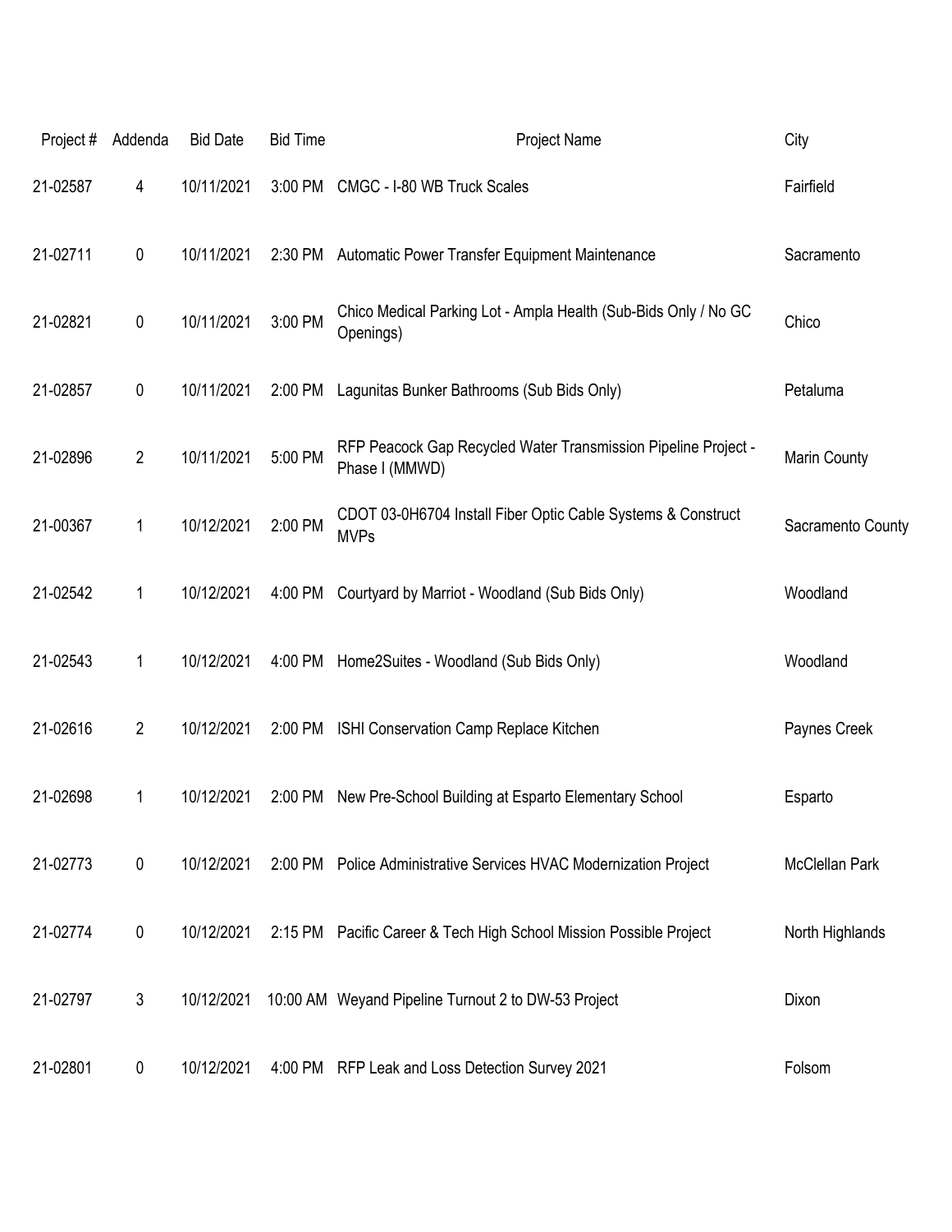| Project # | Addenda | Bid Date | Bid Time | Project Name | City |
|---|---|---|---|---|---|
| 21-02587 | 4 | 10/11/2021 | 3:00 PM | CMGC - I-80 WB Truck Scales | Fairfield |
| 21-02711 | 0 | 10/11/2021 | 2:30 PM | Automatic Power Transfer Equipment Maintenance | Sacramento |
| 21-02821 | 0 | 10/11/2021 | 3:00 PM | Chico Medical Parking Lot - Ampla Health (Sub-Bids Only / No GC Openings) | Chico |
| 21-02857 | 0 | 10/11/2021 | 2:00 PM | Lagunitas Bunker Bathrooms (Sub Bids Only) | Petaluma |
| 21-02896 | 2 | 10/11/2021 | 5:00 PM | RFP Peacock Gap Recycled Water Transmission Pipeline Project - Phase I (MMWD) | Marin County |
| 21-00367 | 1 | 10/12/2021 | 2:00 PM | CDOT 03-0H6704 Install Fiber Optic Cable Systems & Construct MVPs | Sacramento County |
| 21-02542 | 1 | 10/12/2021 | 4:00 PM | Courtyard by Marriot - Woodland (Sub Bids Only) | Woodland |
| 21-02543 | 1 | 10/12/2021 | 4:00 PM | Home2Suites - Woodland (Sub Bids Only) | Woodland |
| 21-02616 | 2 | 10/12/2021 | 2:00 PM | ISHI Conservation Camp Replace Kitchen | Paynes Creek |
| 21-02698 | 1 | 10/12/2021 | 2:00 PM | New Pre-School Building at Esparto Elementary School | Esparto |
| 21-02773 | 0 | 10/12/2021 | 2:00 PM | Police Administrative Services HVAC Modernization Project | McClellan Park |
| 21-02774 | 0 | 10/12/2021 | 2:15 PM | Pacific Career & Tech High School Mission Possible Project | North Highlands |
| 21-02797 | 3 | 10/12/2021 | 10:00 AM | Weyand Pipeline Turnout 2 to DW-53 Project | Dixon |
| 21-02801 | 0 | 10/12/2021 | 4:00 PM | RFP Leak and Loss Detection Survey 2021 | Folsom |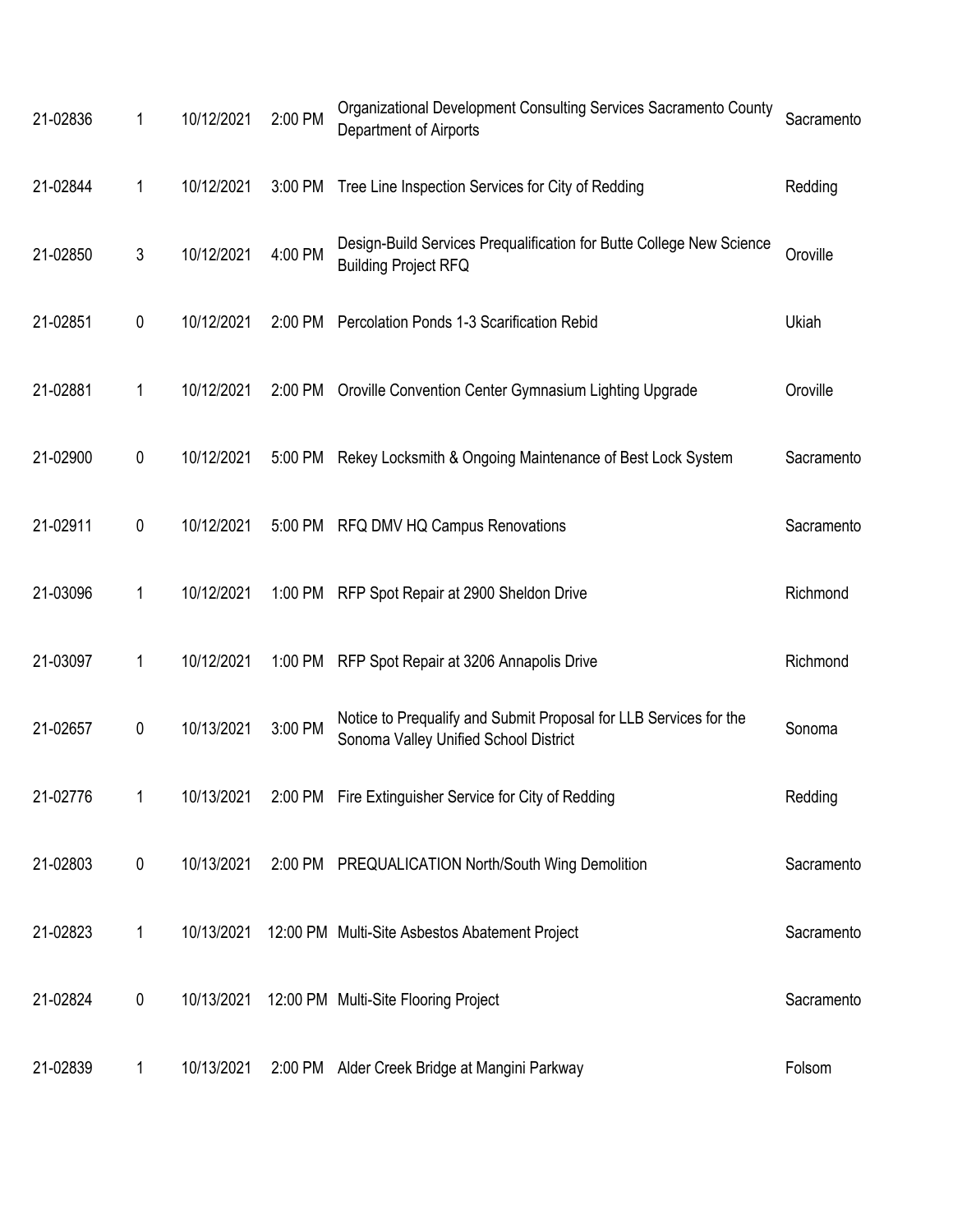| | | | | | |
|---|---|---|---|---|---|
| 21-02836 | 1 | 10/12/2021 | 2:00 PM | Organizational Development Consulting Services Sacramento County Department of Airports | Sacramento |
| 21-02844 | 1 | 10/12/2021 | 3:00 PM | Tree Line Inspection Services for City of Redding | Redding |
| 21-02850 | 3 | 10/12/2021 | 4:00 PM | Design-Build Services Prequalification for Butte College New Science Building Project RFQ | Oroville |
| 21-02851 | 0 | 10/12/2021 | 2:00 PM | Percolation Ponds 1-3 Scarification Rebid | Ukiah |
| 21-02881 | 1 | 10/12/2021 | 2:00 PM | Oroville Convention Center Gymnasium Lighting Upgrade | Oroville |
| 21-02900 | 0 | 10/12/2021 | 5:00 PM | Rekey Locksmith & Ongoing Maintenance of Best Lock System | Sacramento |
| 21-02911 | 0 | 10/12/2021 | 5:00 PM | RFQ DMV HQ Campus Renovations | Sacramento |
| 21-03096 | 1 | 10/12/2021 | 1:00 PM | RFP Spot Repair at 2900 Sheldon Drive | Richmond |
| 21-03097 | 1 | 10/12/2021 | 1:00 PM | RFP Spot Repair at 3206 Annapolis Drive | Richmond |
| 21-02657 | 0 | 10/13/2021 | 3:00 PM | Notice to Prequalify and Submit Proposal for LLB Services for the Sonoma Valley Unified School District | Sonoma |
| 21-02776 | 1 | 10/13/2021 | 2:00 PM | Fire Extinguisher Service for City of Redding | Redding |
| 21-02803 | 0 | 10/13/2021 | 2:00 PM | PREQUALICATION North/South Wing Demolition | Sacramento |
| 21-02823 | 1 | 10/13/2021 | 12:00 PM | Multi-Site Asbestos Abatement Project | Sacramento |
| 21-02824 | 0 | 10/13/2021 | 12:00 PM | Multi-Site Flooring Project | Sacramento |
| 21-02839 | 1 | 10/13/2021 | 2:00 PM | Alder Creek Bridge at Mangini Parkway | Folsom |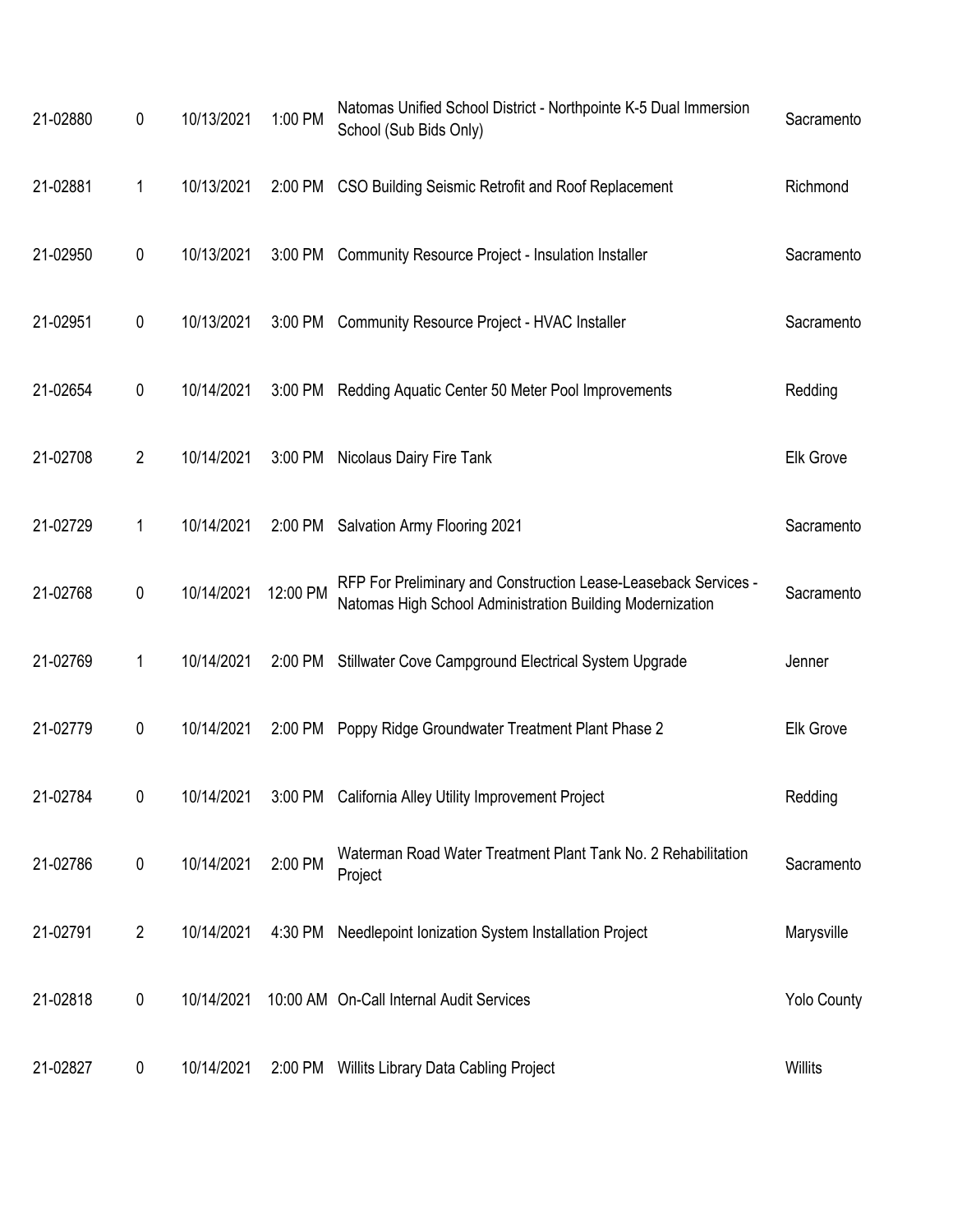| | | | | | |
|---|---|---|---|---|---|
| 21-02880 | 0 | 10/13/2021 | 1:00 PM | Natomas Unified School District - Northpointe K-5 Dual Immersion School (Sub Bids Only) | Sacramento |
| 21-02881 | 1 | 10/13/2021 | 2:00 PM | CSO Building Seismic Retrofit and Roof Replacement | Richmond |
| 21-02950 | 0 | 10/13/2021 | 3:00 PM | Community Resource Project - Insulation Installer | Sacramento |
| 21-02951 | 0 | 10/13/2021 | 3:00 PM | Community Resource Project - HVAC Installer | Sacramento |
| 21-02654 | 0 | 10/14/2021 | 3:00 PM | Redding Aquatic Center 50 Meter Pool Improvements | Redding |
| 21-02708 | 2 | 10/14/2021 | 3:00 PM | Nicolaus Dairy Fire Tank | Elk Grove |
| 21-02729 | 1 | 10/14/2021 | 2:00 PM | Salvation Army Flooring 2021 | Sacramento |
| 21-02768 | 0 | 10/14/2021 | 12:00 PM | RFP For Preliminary and Construction Lease-Leaseback Services - Natomas High School Administration Building Modernization | Sacramento |
| 21-02769 | 1 | 10/14/2021 | 2:00 PM | Stillwater Cove Campground Electrical System Upgrade | Jenner |
| 21-02779 | 0 | 10/14/2021 | 2:00 PM | Poppy Ridge Groundwater Treatment Plant Phase 2 | Elk Grove |
| 21-02784 | 0 | 10/14/2021 | 3:00 PM | California Alley Utility Improvement Project | Redding |
| 21-02786 | 0 | 10/14/2021 | 2:00 PM | Waterman Road Water Treatment Plant Tank No. 2 Rehabilitation Project | Sacramento |
| 21-02791 | 2 | 10/14/2021 | 4:30 PM | Needlepoint Ionization System Installation Project | Marysville |
| 21-02818 | 0 | 10/14/2021 | 10:00 AM | On-Call Internal Audit Services | Yolo County |
| 21-02827 | 0 | 10/14/2021 | 2:00 PM | Willits Library Data Cabling Project | Willits |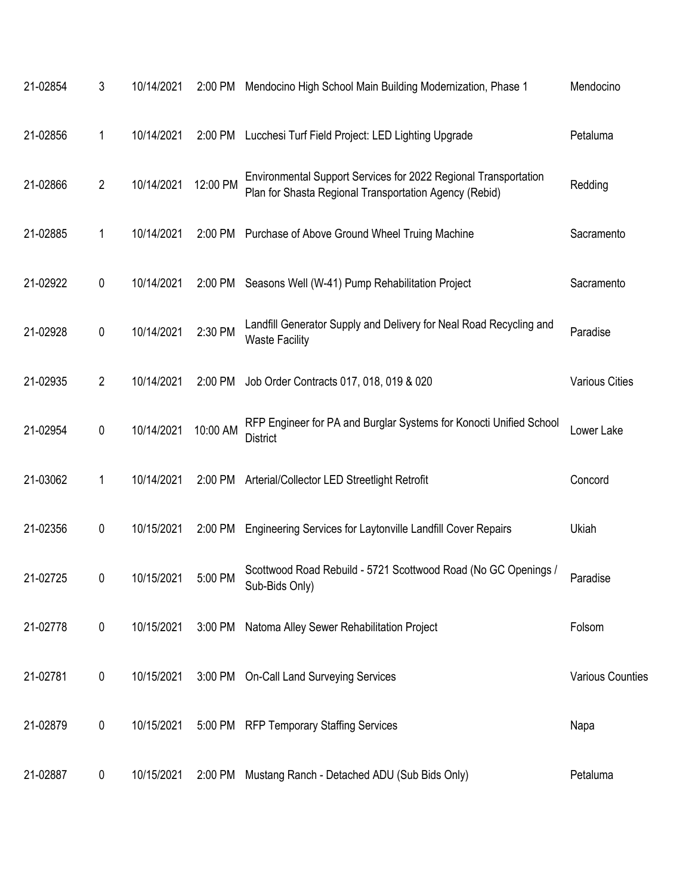| | | | | | |
|---|---|---|---|---|---|
| 21-02854 | 3 | 10/14/2021 | 2:00 PM | Mendocino High School Main Building Modernization, Phase 1 | Mendocino |
| 21-02856 | 1 | 10/14/2021 | 2:00 PM | Lucchesi Turf Field Project: LED Lighting Upgrade | Petaluma |
| 21-02866 | 2 | 10/14/2021 | 12:00 PM | Environmental Support Services for 2022 Regional Transportation Plan for Shasta Regional Transportation Agency (Rebid) | Redding |
| 21-02885 | 1 | 10/14/2021 | 2:00 PM | Purchase of Above Ground Wheel Truing Machine | Sacramento |
| 21-02922 | 0 | 10/14/2021 | 2:00 PM | Seasons Well (W-41) Pump Rehabilitation Project | Sacramento |
| 21-02928 | 0 | 10/14/2021 | 2:30 PM | Landfill Generator Supply and Delivery for Neal Road Recycling and Waste Facility | Paradise |
| 21-02935 | 2 | 10/14/2021 | 2:00 PM | Job Order Contracts 017, 018, 019 & 020 | Various Cities |
| 21-02954 | 0 | 10/14/2021 | 10:00 AM | RFP Engineer for PA and Burglar Systems for Konocti Unified School District | Lower Lake |
| 21-03062 | 1 | 10/14/2021 | 2:00 PM | Arterial/Collector LED Streetlight Retrofit | Concord |
| 21-02356 | 0 | 10/15/2021 | 2:00 PM | Engineering Services for Laytonville Landfill Cover Repairs | Ukiah |
| 21-02725 | 0 | 10/15/2021 | 5:00 PM | Scottwood Road Rebuild - 5721 Scottwood Road (No GC Openings / Sub-Bids Only) | Paradise |
| 21-02778 | 0 | 10/15/2021 | 3:00 PM | Natoma Alley Sewer Rehabilitation Project | Folsom |
| 21-02781 | 0 | 10/15/2021 | 3:00 PM | On-Call Land Surveying Services | Various Counties |
| 21-02879 | 0 | 10/15/2021 | 5:00 PM | RFP Temporary Staffing Services | Napa |
| 21-02887 | 0 | 10/15/2021 | 2:00 PM | Mustang Ranch - Detached ADU (Sub Bids Only) | Petaluma |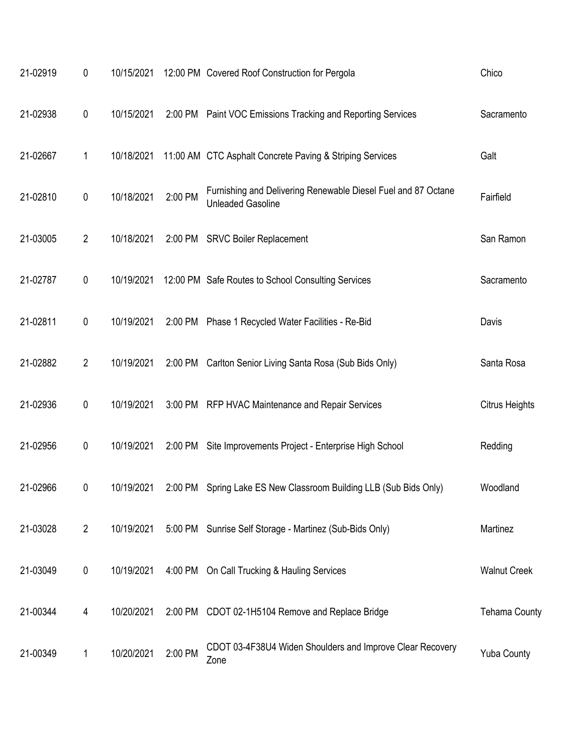| | | | | | |
|---|---|---|---|---|---|
| 21-02919 | 0 | 10/15/2021 | 12:00 PM | Covered Roof Construction for Pergola | Chico |
| 21-02938 | 0 | 10/15/2021 | 2:00 PM | Paint VOC Emissions Tracking and Reporting Services | Sacramento |
| 21-02667 | 1 | 10/18/2021 | 11:00 AM | CTC Asphalt Concrete Paving & Striping Services | Galt |
| 21-02810 | 0 | 10/18/2021 | 2:00 PM | Furnishing and Delivering Renewable Diesel Fuel and 87 Octane Unleaded Gasoline | Fairfield |
| 21-03005 | 2 | 10/18/2021 | 2:00 PM | SRVC Boiler Replacement | San Ramon |
| 21-02787 | 0 | 10/19/2021 | 12:00 PM | Safe Routes to School Consulting Services | Sacramento |
| 21-02811 | 0 | 10/19/2021 | 2:00 PM | Phase 1 Recycled Water Facilities - Re-Bid | Davis |
| 21-02882 | 2 | 10/19/2021 | 2:00 PM | Carlton Senior Living Santa Rosa (Sub Bids Only) | Santa Rosa |
| 21-02936 | 0 | 10/19/2021 | 3:00 PM | RFP HVAC Maintenance and Repair Services | Citrus Heights |
| 21-02956 | 0 | 10/19/2021 | 2:00 PM | Site Improvements Project - Enterprise High School | Redding |
| 21-02966 | 0 | 10/19/2021 | 2:00 PM | Spring Lake ES New Classroom Building LLB (Sub Bids Only) | Woodland |
| 21-03028 | 2 | 10/19/2021 | 5:00 PM | Sunrise Self Storage - Martinez (Sub-Bids Only) | Martinez |
| 21-03049 | 0 | 10/19/2021 | 4:00 PM | On Call Trucking & Hauling Services | Walnut Creek |
| 21-00344 | 4 | 10/20/2021 | 2:00 PM | CDOT 02-1H5104 Remove and Replace Bridge | Tehama County |
| 21-00349 | 1 | 10/20/2021 | 2:00 PM | CDOT 03-4F38U4 Widen Shoulders and Improve Clear Recovery Zone | Yuba County |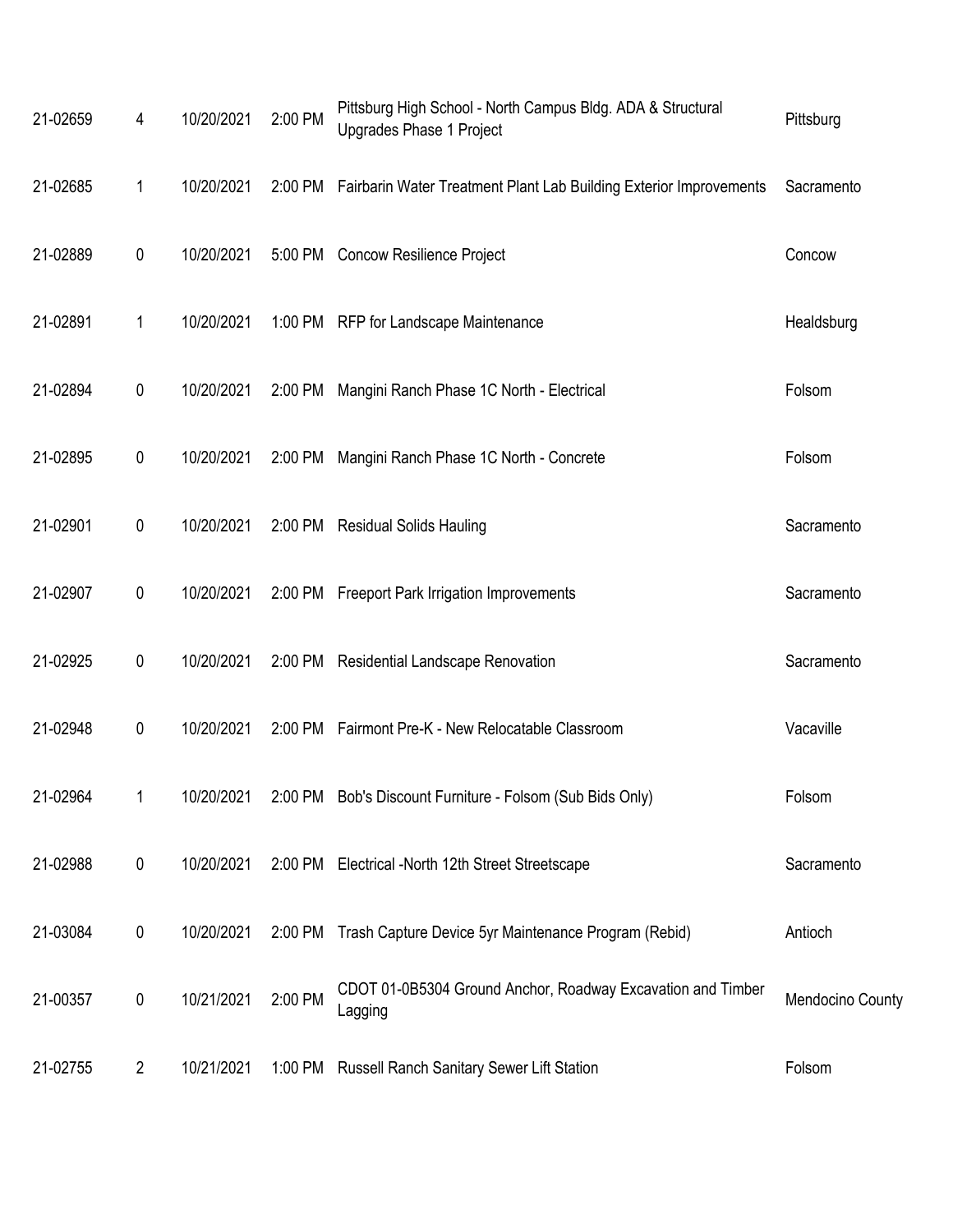| | | | | | |
|---|---|---|---|---|---|
| 21-02659 | 4 | 10/20/2021 | 2:00 PM | Pittsburg High School - North Campus Bldg. ADA & Structural Upgrades Phase 1 Project | Pittsburg |
| 21-02685 | 1 | 10/20/2021 | 2:00 PM | Fairbarin Water Treatment Plant Lab Building Exterior Improvements | Sacramento |
| 21-02889 | 0 | 10/20/2021 | 5:00 PM | Concow Resilience Project | Concow |
| 21-02891 | 1 | 10/20/2021 | 1:00 PM | RFP for Landscape Maintenance | Healdsburg |
| 21-02894 | 0 | 10/20/2021 | 2:00 PM | Mangini Ranch Phase 1C North - Electrical | Folsom |
| 21-02895 | 0 | 10/20/2021 | 2:00 PM | Mangini Ranch Phase 1C North - Concrete | Folsom |
| 21-02901 | 0 | 10/20/2021 | 2:00 PM | Residual Solids Hauling | Sacramento |
| 21-02907 | 0 | 10/20/2021 | 2:00 PM | Freeport Park Irrigation Improvements | Sacramento |
| 21-02925 | 0 | 10/20/2021 | 2:00 PM | Residential Landscape Renovation | Sacramento |
| 21-02948 | 0 | 10/20/2021 | 2:00 PM | Fairmont Pre-K - New Relocatable Classroom | Vacaville |
| 21-02964 | 1 | 10/20/2021 | 2:00 PM | Bob's Discount Furniture - Folsom (Sub Bids Only) | Folsom |
| 21-02988 | 0 | 10/20/2021 | 2:00 PM | Electrical -North 12th Street Streetscape | Sacramento |
| 21-03084 | 0 | 10/20/2021 | 2:00 PM | Trash Capture Device 5yr Maintenance Program (Rebid) | Antioch |
| 21-00357 | 0 | 10/21/2021 | 2:00 PM | CDOT 01-0B5304 Ground Anchor, Roadway Excavation and Timber Lagging | Mendocino County |
| 21-02755 | 2 | 10/21/2021 | 1:00 PM | Russell Ranch Sanitary Sewer Lift Station | Folsom |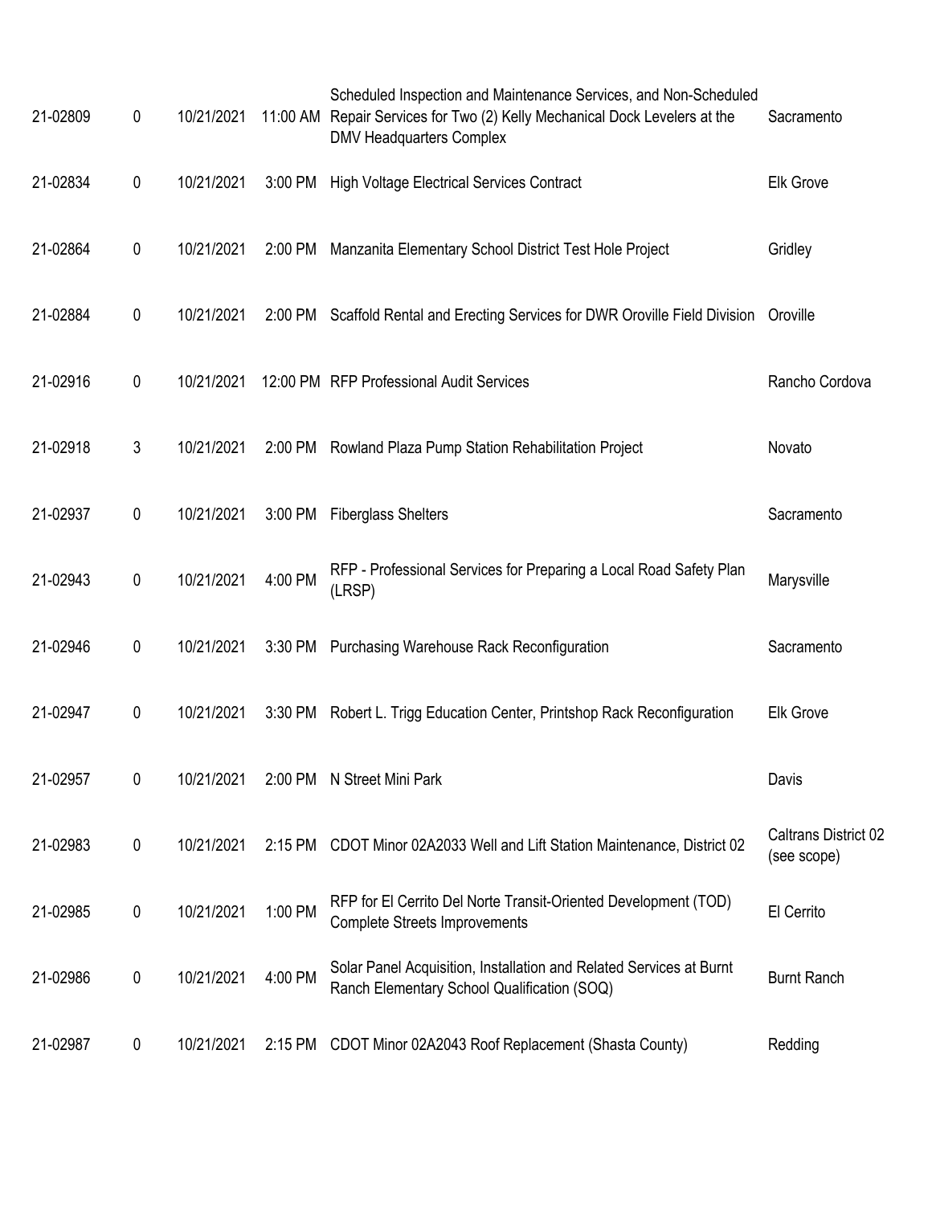| | | | | | |
|---|---|---|---|---|---|
| 21-02809 | 0 | 10/21/2021 | 11:00 AM | Scheduled Inspection and Maintenance Services, and Non-Scheduled Repair Services for Two (2) Kelly Mechanical Dock Levelers at the DMV Headquarters Complex | Sacramento |
| 21-02834 | 0 | 10/21/2021 | 3:00 PM | High Voltage Electrical Services Contract | Elk Grove |
| 21-02864 | 0 | 10/21/2021 | 2:00 PM | Manzanita Elementary School District Test Hole Project | Gridley |
| 21-02884 | 0 | 10/21/2021 | 2:00 PM | Scaffold Rental and Erecting Services for DWR Oroville Field Division | Oroville |
| 21-02916 | 0 | 10/21/2021 | 12:00 PM | RFP Professional Audit Services | Rancho Cordova |
| 21-02918 | 3 | 10/21/2021 | 2:00 PM | Rowland Plaza Pump Station Rehabilitation Project | Novato |
| 21-02937 | 0 | 10/21/2021 | 3:00 PM | Fiberglass Shelters | Sacramento |
| 21-02943 | 0 | 10/21/2021 | 4:00 PM | RFP - Professional Services for Preparing a Local Road Safety Plan (LRSP) | Marysville |
| 21-02946 | 0 | 10/21/2021 | 3:30 PM | Purchasing Warehouse Rack Reconfiguration | Sacramento |
| 21-02947 | 0 | 10/21/2021 | 3:30 PM | Robert L. Trigg Education Center, Printshop Rack Reconfiguration | Elk Grove |
| 21-02957 | 0 | 10/21/2021 | 2:00 PM | N Street Mini Park | Davis |
| 21-02983 | 0 | 10/21/2021 | 2:15 PM | CDOT Minor 02A2033 Well and Lift Station Maintenance, District 02 | Caltrans District 02 (see scope) |
| 21-02985 | 0 | 10/21/2021 | 1:00 PM | RFP for El Cerrito Del Norte Transit-Oriented Development (TOD) Complete Streets Improvements | El Cerrito |
| 21-02986 | 0 | 10/21/2021 | 4:00 PM | Solar Panel Acquisition, Installation and Related Services at Burnt Ranch Elementary School Qualification (SOQ) | Burnt Ranch |
| 21-02987 | 0 | 10/21/2021 | 2:15 PM | CDOT Minor 02A2043 Roof Replacement (Shasta County) | Redding |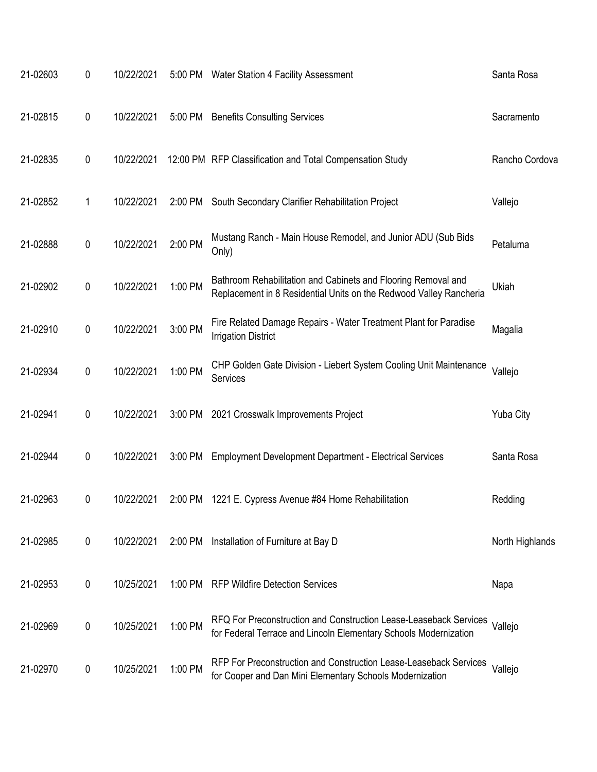| | | | | | |
|---|---|---|---|---|---|
| 21-02603 | 0 | 10/22/2021 | 5:00 PM | Water Station 4 Facility Assessment | Santa Rosa |
| 21-02815 | 0 | 10/22/2021 | 5:00 PM | Benefits Consulting Services | Sacramento |
| 21-02835 | 0 | 10/22/2021 | 12:00 PM | RFP Classification and Total Compensation Study | Rancho Cordova |
| 21-02852 | 1 | 10/22/2021 | 2:00 PM | South Secondary Clarifier Rehabilitation Project | Vallejo |
| 21-02888 | 0 | 10/22/2021 | 2:00 PM | Mustang Ranch - Main House Remodel, and Junior ADU (Sub Bids Only) | Petaluma |
| 21-02902 | 0 | 10/22/2021 | 1:00 PM | Bathroom Rehabilitation and Cabinets and Flooring Removal and Replacement in 8 Residential Units on the Redwood Valley Rancheria | Ukiah |
| 21-02910 | 0 | 10/22/2021 | 3:00 PM | Fire Related Damage Repairs - Water Treatment Plant for Paradise Irrigation District | Magalia |
| 21-02934 | 0 | 10/22/2021 | 1:00 PM | CHP Golden Gate Division - Liebert System Cooling Unit Maintenance Services | Vallejo |
| 21-02941 | 0 | 10/22/2021 | 3:00 PM | 2021 Crosswalk Improvements Project | Yuba City |
| 21-02944 | 0 | 10/22/2021 | 3:00 PM | Employment Development Department - Electrical Services | Santa Rosa |
| 21-02963 | 0 | 10/22/2021 | 2:00 PM | 1221 E. Cypress Avenue #84 Home Rehabilitation | Redding |
| 21-02985 | 0 | 10/22/2021 | 2:00 PM | Installation of Furniture at Bay D | North Highlands |
| 21-02953 | 0 | 10/25/2021 | 1:00 PM | RFP Wildfire Detection Services | Napa |
| 21-02969 | 0 | 10/25/2021 | 1:00 PM | RFQ For Preconstruction and Construction Lease-Leaseback Services for Federal Terrace and Lincoln Elementary Schools Modernization | Vallejo |
| 21-02970 | 0 | 10/25/2021 | 1:00 PM | RFP For Preconstruction and Construction Lease-Leaseback Services for Cooper and Dan Mini Elementary Schools Modernization | Vallejo |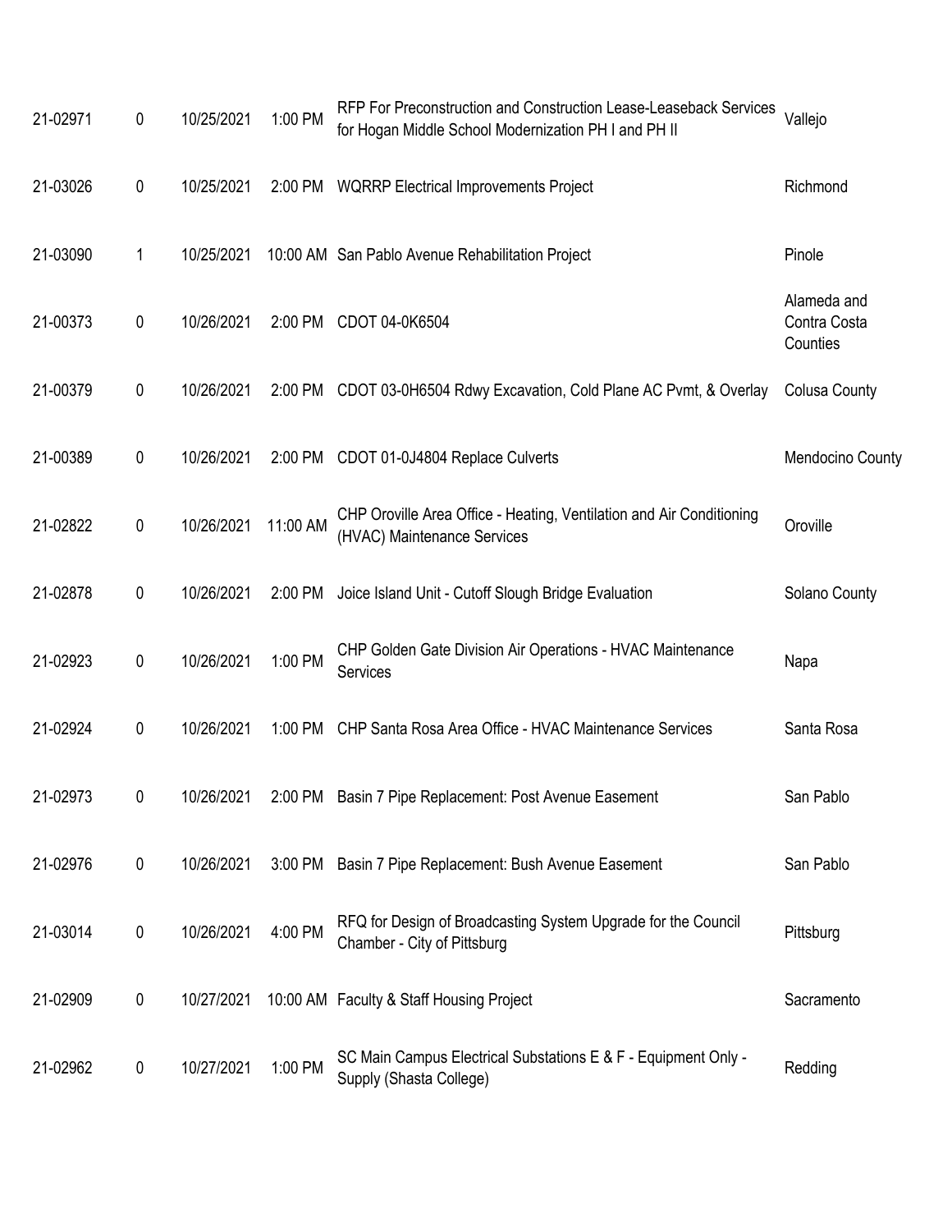| | | | | | |
|---|---|---|---|---|---|
| 21-02971 | 0 | 10/25/2021 | 1:00 PM | RFP For Preconstruction and Construction Lease-Leaseback Services for Hogan Middle School Modernization PH I and PH II | Vallejo |
| 21-03026 | 0 | 10/25/2021 | 2:00 PM | WQRRP Electrical Improvements Project | Richmond |
| 21-03090 | 1 | 10/25/2021 | 10:00 AM | San Pablo Avenue Rehabilitation Project | Pinole |
| 21-00373 | 0 | 10/26/2021 | 2:00 PM | CDOT 04-0K6504 | Alameda and Contra Costa Counties |
| 21-00379 | 0 | 10/26/2021 | 2:00 PM | CDOT 03-0H6504 Rdwy Excavation, Cold Plane AC Pvmt, & Overlay | Colusa County |
| 21-00389 | 0 | 10/26/2021 | 2:00 PM | CDOT 01-0J4804 Replace Culverts | Mendocino County |
| 21-02822 | 0 | 10/26/2021 | 11:00 AM | CHP Oroville Area Office - Heating, Ventilation and Air Conditioning (HVAC) Maintenance Services | Oroville |
| 21-02878 | 0 | 10/26/2021 | 2:00 PM | Joice Island Unit - Cutoff Slough Bridge Evaluation | Solano County |
| 21-02923 | 0 | 10/26/2021 | 1:00 PM | CHP Golden Gate Division Air Operations - HVAC Maintenance Services | Napa |
| 21-02924 | 0 | 10/26/2021 | 1:00 PM | CHP Santa Rosa Area Office - HVAC Maintenance Services | Santa Rosa |
| 21-02973 | 0 | 10/26/2021 | 2:00 PM | Basin 7 Pipe Replacement: Post Avenue Easement | San Pablo |
| 21-02976 | 0 | 10/26/2021 | 3:00 PM | Basin 7 Pipe Replacement: Bush Avenue Easement | San Pablo |
| 21-03014 | 0 | 10/26/2021 | 4:00 PM | RFQ for Design of Broadcasting System Upgrade for the Council Chamber - City of Pittsburg | Pittsburg |
| 21-02909 | 0 | 10/27/2021 | 10:00 AM | Faculty & Staff Housing Project | Sacramento |
| 21-02962 | 0 | 10/27/2021 | 1:00 PM | SC Main Campus Electrical Substations E & F - Equipment Only - Supply (Shasta College) | Redding |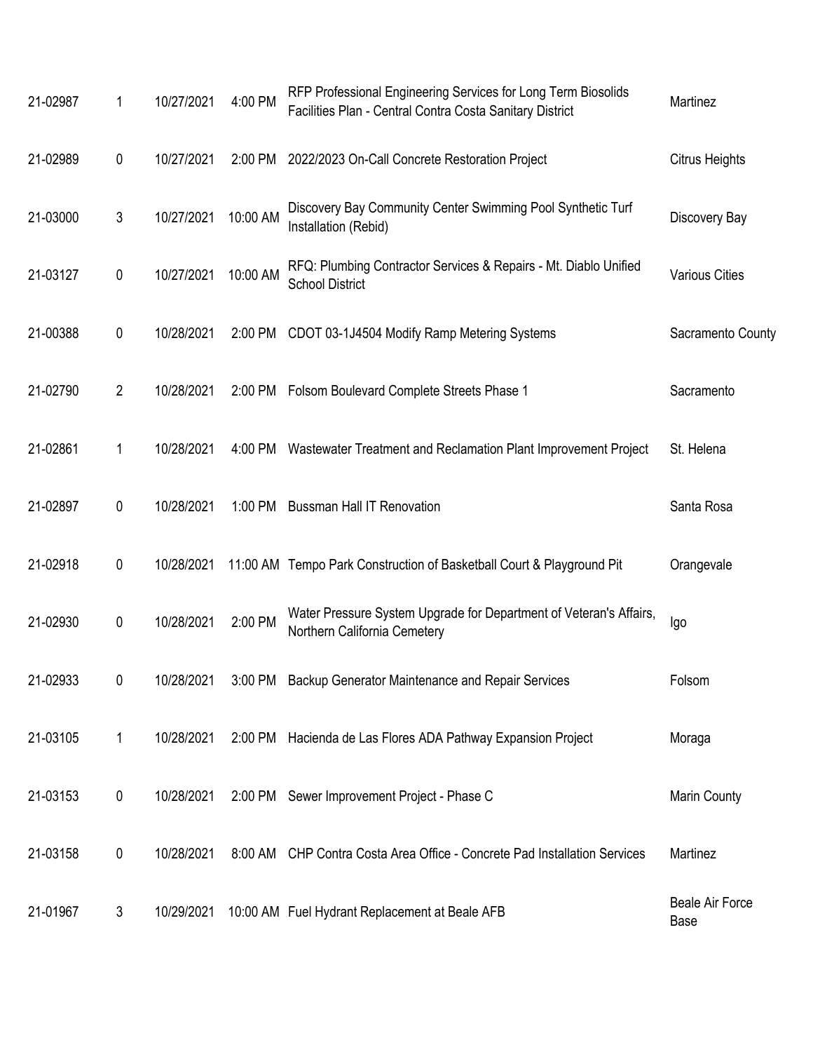| | | | | | |
|---|---|---|---|---|---|
| 21-02987 | 1 | 10/27/2021 | 4:00 PM | RFP Professional Engineering Services for Long Term Biosolids Facilities Plan - Central Contra Costa Sanitary District | Martinez |
| 21-02989 | 0 | 10/27/2021 | 2:00 PM | 2022/2023 On-Call Concrete Restoration Project | Citrus Heights |
| 21-03000 | 3 | 10/27/2021 | 10:00 AM | Discovery Bay Community Center Swimming Pool Synthetic Turf Installation (Rebid) | Discovery Bay |
| 21-03127 | 0 | 10/27/2021 | 10:00 AM | RFQ: Plumbing Contractor Services & Repairs - Mt. Diablo Unified School District | Various Cities |
| 21-00388 | 0 | 10/28/2021 | 2:00 PM | CDOT 03-1J4504 Modify Ramp Metering Systems | Sacramento County |
| 21-02790 | 2 | 10/28/2021 | 2:00 PM | Folsom Boulevard Complete Streets Phase 1 | Sacramento |
| 21-02861 | 1 | 10/28/2021 | 4:00 PM | Wastewater Treatment and Reclamation Plant Improvement Project | St. Helena |
| 21-02897 | 0 | 10/28/2021 | 1:00 PM | Bussman Hall IT Renovation | Santa Rosa |
| 21-02918 | 0 | 10/28/2021 | 11:00 AM | Tempo Park Construction of Basketball Court & Playground Pit | Orangevale |
| 21-02930 | 0 | 10/28/2021 | 2:00 PM | Water Pressure System Upgrade for Department of Veteran's Affairs, Northern California Cemetery | Igo |
| 21-02933 | 0 | 10/28/2021 | 3:00 PM | Backup Generator Maintenance and Repair Services | Folsom |
| 21-03105 | 1 | 10/28/2021 | 2:00 PM | Hacienda de Las Flores ADA Pathway Expansion Project | Moraga |
| 21-03153 | 0 | 10/28/2021 | 2:00 PM | Sewer Improvement Project - Phase C | Marin County |
| 21-03158 | 0 | 10/28/2021 | 8:00 AM | CHP Contra Costa Area Office - Concrete Pad Installation Services | Martinez |
| 21-01967 | 3 | 10/29/2021 | 10:00 AM | Fuel Hydrant Replacement at Beale AFB | Beale Air Force Base |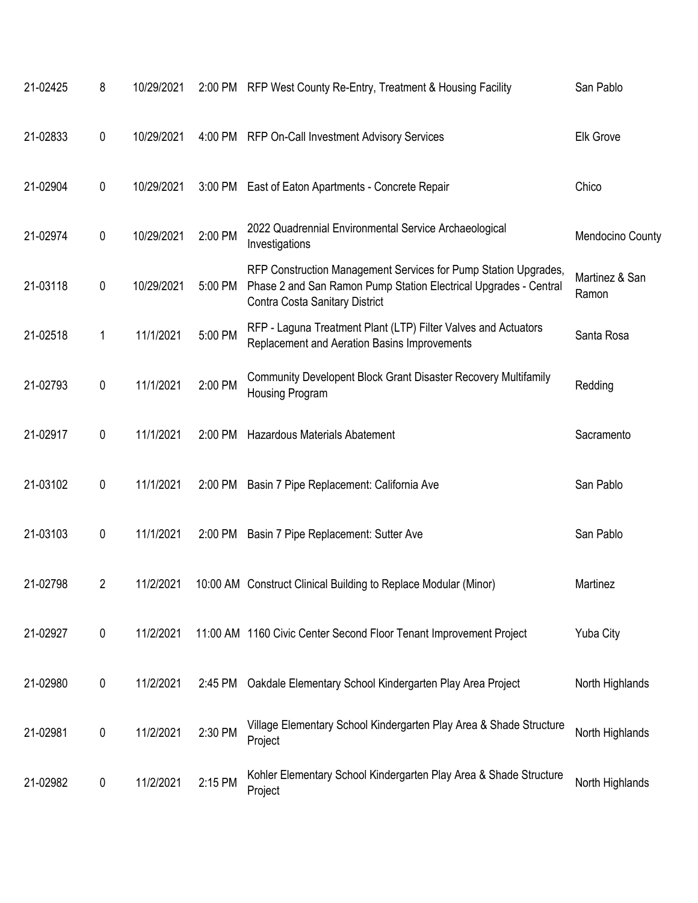| | | | | | |
|---|---|---|---|---|---|
| 21-02425 | 8 | 10/29/2021 | 2:00 PM | RFP West County Re-Entry, Treatment & Housing Facility | San Pablo |
| 21-02833 | 0 | 10/29/2021 | 4:00 PM | RFP On-Call Investment Advisory Services | Elk Grove |
| 21-02904 | 0 | 10/29/2021 | 3:00 PM | East of Eaton Apartments - Concrete Repair | Chico |
| 21-02974 | 0 | 10/29/2021 | 2:00 PM | 2022 Quadrennial Environmental Service Archaeological Investigations | Mendocino County |
| 21-03118 | 0 | 10/29/2021 | 5:00 PM | RFP Construction Management Services for Pump Station Upgrades, Phase 2 and San Ramon Pump Station Electrical Upgrades - Central Contra Costa Sanitary District | Martinez & San Ramon |
| 21-02518 | 1 | 11/1/2021 | 5:00 PM | RFP - Laguna Treatment Plant (LTP) Filter Valves and Actuators Replacement and Aeration Basins Improvements | Santa Rosa |
| 21-02793 | 0 | 11/1/2021 | 2:00 PM | Community Developent Block Grant Disaster Recovery Multifamily Housing Program | Redding |
| 21-02917 | 0 | 11/1/2021 | 2:00 PM | Hazardous Materials Abatement | Sacramento |
| 21-03102 | 0 | 11/1/2021 | 2:00 PM | Basin 7 Pipe Replacement: California Ave | San Pablo |
| 21-03103 | 0 | 11/1/2021 | 2:00 PM | Basin 7 Pipe Replacement: Sutter Ave | San Pablo |
| 21-02798 | 2 | 11/2/2021 | 10:00 AM | Construct Clinical Building to Replace Modular (Minor) | Martinez |
| 21-02927 | 0 | 11/2/2021 | 11:00 AM | 1160 Civic Center Second Floor Tenant Improvement Project | Yuba City |
| 21-02980 | 0 | 11/2/2021 | 2:45 PM | Oakdale Elementary School Kindergarten Play Area Project | North Highlands |
| 21-02981 | 0 | 11/2/2021 | 2:30 PM | Village Elementary School Kindergarten Play Area & Shade Structure Project | North Highlands |
| 21-02982 | 0 | 11/2/2021 | 2:15 PM | Kohler Elementary School Kindergarten Play Area & Shade Structure Project | North Highlands |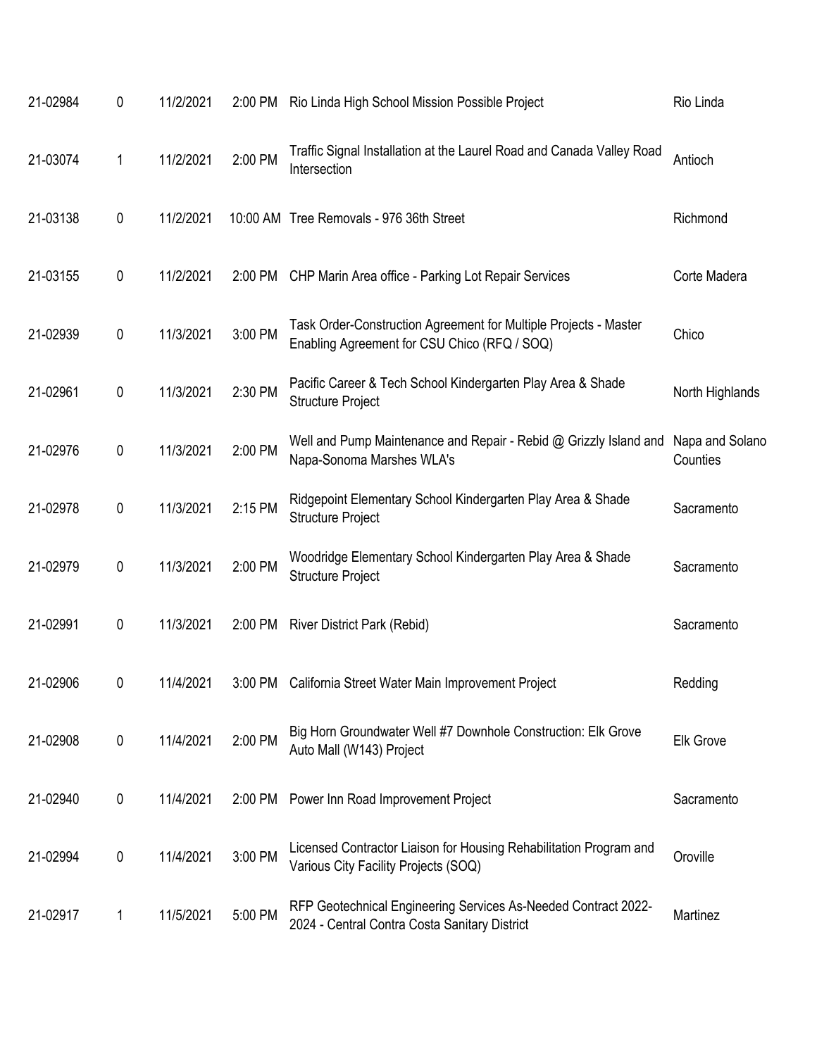| | | | | | |
|---|---|---|---|---|---|
| 21-02984 | 0 | 11/2/2021 | 2:00 PM | Rio Linda High School Mission Possible Project | Rio Linda |
| 21-03074 | 1 | 11/2/2021 | 2:00 PM | Traffic Signal Installation at the Laurel Road and Canada Valley Road Intersection | Antioch |
| 21-03138 | 0 | 11/2/2021 | 10:00 AM | Tree Removals - 976 36th Street | Richmond |
| 21-03155 | 0 | 11/2/2021 | 2:00 PM | CHP Marin Area office - Parking Lot Repair Services | Corte Madera |
| 21-02939 | 0 | 11/3/2021 | 3:00 PM | Task Order-Construction Agreement for Multiple Projects - Master Enabling Agreement for CSU Chico (RFQ / SOQ) | Chico |
| 21-02961 | 0 | 11/3/2021 | 2:30 PM | Pacific Career & Tech School Kindergarten Play Area & Shade Structure Project | North Highlands |
| 21-02976 | 0 | 11/3/2021 | 2:00 PM | Well and Pump Maintenance and Repair - Rebid @ Grizzly Island and Napa-Sonoma Marshes WLA's | Napa and Solano Counties |
| 21-02978 | 0 | 11/3/2021 | 2:15 PM | Ridgepoint Elementary School Kindergarten Play Area & Shade Structure Project | Sacramento |
| 21-02979 | 0 | 11/3/2021 | 2:00 PM | Woodridge Elementary School Kindergarten Play Area & Shade Structure Project | Sacramento |
| 21-02991 | 0 | 11/3/2021 | 2:00 PM | River District Park (Rebid) | Sacramento |
| 21-02906 | 0 | 11/4/2021 | 3:00 PM | California Street Water Main Improvement Project | Redding |
| 21-02908 | 0 | 11/4/2021 | 2:00 PM | Big Horn Groundwater Well #7 Downhole Construction: Elk Grove Auto Mall (W143) Project | Elk Grove |
| 21-02940 | 0 | 11/4/2021 | 2:00 PM | Power Inn Road Improvement Project | Sacramento |
| 21-02994 | 0 | 11/4/2021 | 3:00 PM | Licensed Contractor Liaison for Housing Rehabilitation Program and Various City Facility Projects (SOQ) | Oroville |
| 21-02917 | 1 | 11/5/2021 | 5:00 PM | RFP Geotechnical Engineering Services As-Needed Contract 2022-2024 - Central Contra Costa Sanitary District | Martinez |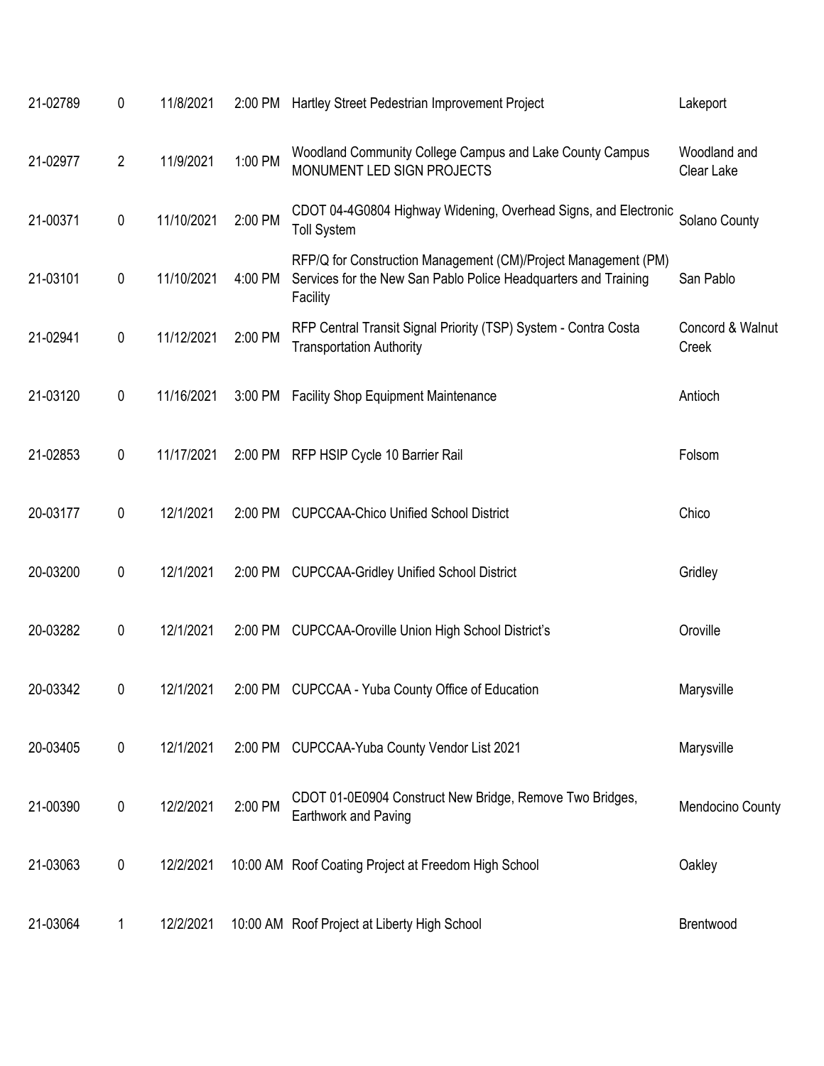| | | | | | |
|---|---|---|---|---|---|
| 21-02789 | 0 | 11/8/2021 | 2:00 PM | Hartley Street Pedestrian Improvement Project | Lakeport |
| 21-02977 | 2 | 11/9/2021 | 1:00 PM | Woodland Community College Campus and Lake County Campus MONUMENT LED SIGN PROJECTS | Woodland and Clear Lake |
| 21-00371 | 0 | 11/10/2021 | 2:00 PM | CDOT 04-4G0804 Highway Widening, Overhead Signs, and Electronic Toll System | Solano County |
| 21-03101 | 0 | 11/10/2021 | 4:00 PM | RFP/Q for Construction Management (CM)/Project Management (PM) Services for the New San Pablo Police Headquarters and Training Facility | San Pablo |
| 21-02941 | 0 | 11/12/2021 | 2:00 PM | RFP Central Transit Signal Priority (TSP) System - Contra Costa Transportation Authority | Concord & Walnut Creek |
| 21-03120 | 0 | 11/16/2021 | 3:00 PM | Facility Shop Equipment Maintenance | Antioch |
| 21-02853 | 0 | 11/17/2021 | 2:00 PM | RFP HSIP Cycle 10 Barrier Rail | Folsom |
| 20-03177 | 0 | 12/1/2021 | 2:00 PM | CUPCCAA-Chico Unified School District | Chico |
| 20-03200 | 0 | 12/1/2021 | 2:00 PM | CUPCCAA-Gridley Unified School District | Gridley |
| 20-03282 | 0 | 12/1/2021 | 2:00 PM | CUPCCAA-Oroville Union High School District's | Oroville |
| 20-03342 | 0 | 12/1/2021 | 2:00 PM | CUPCCAA - Yuba County Office of Education | Marysville |
| 20-03405 | 0 | 12/1/2021 | 2:00 PM | CUPCCAA-Yuba County Vendor List 2021 | Marysville |
| 21-00390 | 0 | 12/2/2021 | 2:00 PM | CDOT 01-0E0904 Construct New Bridge, Remove Two Bridges, Earthwork and Paving | Mendocino County |
| 21-03063 | 0 | 12/2/2021 | 10:00 AM | Roof Coating Project at Freedom High School | Oakley |
| 21-03064 | 1 | 12/2/2021 | 10:00 AM | Roof Project at Liberty High School | Brentwood |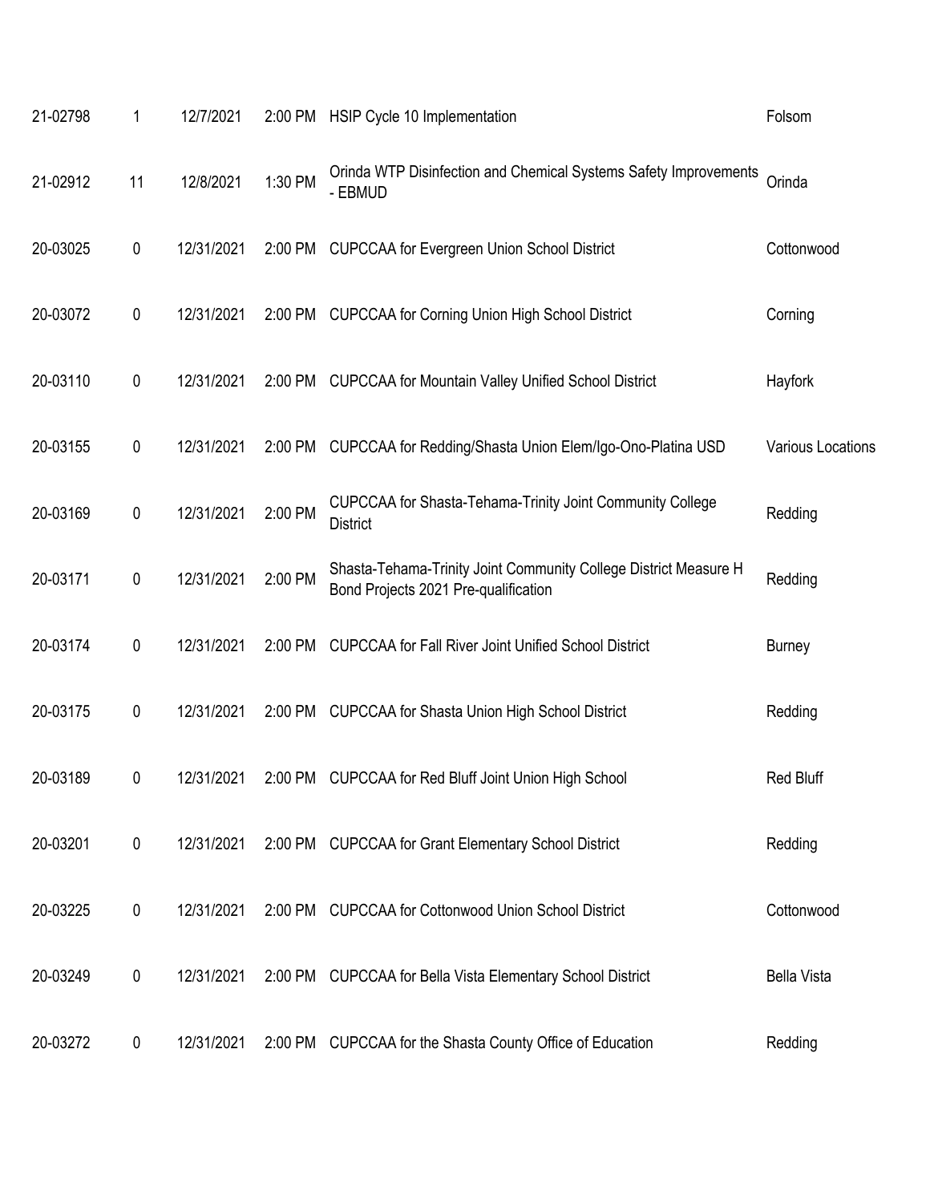| | | | | | |
|---|---|---|---|---|---|
| 21-02798 | 1 | 12/7/2021 | 2:00 PM | HSIP Cycle 10 Implementation | Folsom |
| 21-02912 | 11 | 12/8/2021 | 1:30 PM | Orinda WTP Disinfection and Chemical Systems Safety Improvements - EBMUD | Orinda |
| 20-03025 | 0 | 12/31/2021 | 2:00 PM | CUPCCAA for Evergreen Union School District | Cottonwood |
| 20-03072 | 0 | 12/31/2021 | 2:00 PM | CUPCCAA for Corning Union High School District | Corning |
| 20-03110 | 0 | 12/31/2021 | 2:00 PM | CUPCCAA for Mountain Valley Unified School District | Hayfork |
| 20-03155 | 0 | 12/31/2021 | 2:00 PM | CUPCCAA for Redding/Shasta Union Elem/Igo-Ono-Platina USD | Various Locations |
| 20-03169 | 0 | 12/31/2021 | 2:00 PM | CUPCCAA for Shasta-Tehama-Trinity Joint Community College District | Redding |
| 20-03171 | 0 | 12/31/2021 | 2:00 PM | Shasta-Tehama-Trinity Joint Community College District Measure H Bond Projects 2021 Pre-qualification | Redding |
| 20-03174 | 0 | 12/31/2021 | 2:00 PM | CUPCCAA for Fall River Joint Unified School District | Burney |
| 20-03175 | 0 | 12/31/2021 | 2:00 PM | CUPCCAA for Shasta Union High School District | Redding |
| 20-03189 | 0 | 12/31/2021 | 2:00 PM | CUPCCAA for Red Bluff Joint Union High School | Red Bluff |
| 20-03201 | 0 | 12/31/2021 | 2:00 PM | CUPCCAA for Grant Elementary School District | Redding |
| 20-03225 | 0 | 12/31/2021 | 2:00 PM | CUPCCAA for Cottonwood Union School District | Cottonwood |
| 20-03249 | 0 | 12/31/2021 | 2:00 PM | CUPCCAA for Bella Vista Elementary School District | Bella Vista |
| 20-03272 | 0 | 12/31/2021 | 2:00 PM | CUPCCAA for the Shasta County Office of Education | Redding |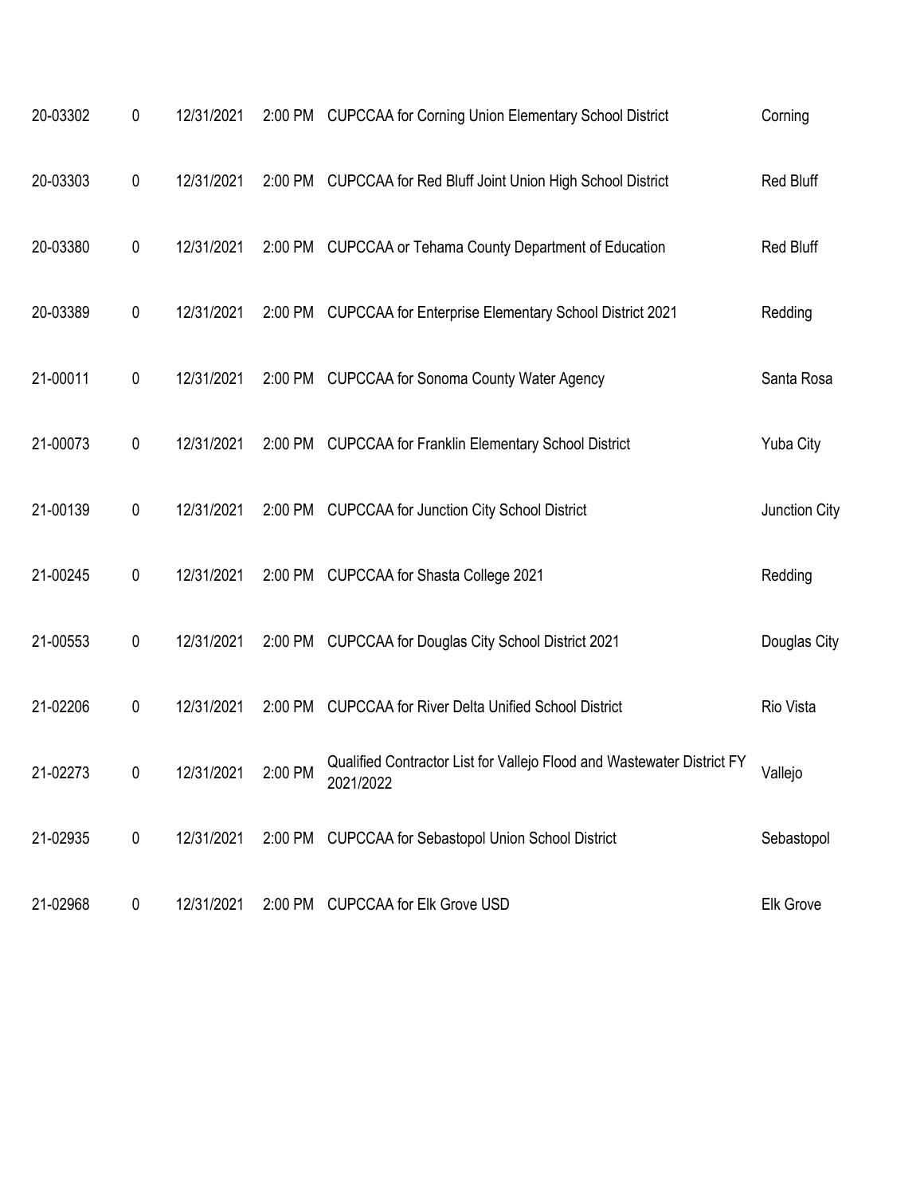| | | | | | |
|---|---|---|---|---|---|
| 20-03302 | 0 | 12/31/2021 | 2:00 PM | CUPCCAA for Corning Union Elementary School District | Corning |
| 20-03303 | 0 | 12/31/2021 | 2:00 PM | CUPCCAA for Red Bluff Joint Union High School District | Red Bluff |
| 20-03380 | 0 | 12/31/2021 | 2:00 PM | CUPCCAA or Tehama County Department of Education | Red Bluff |
| 20-03389 | 0 | 12/31/2021 | 2:00 PM | CUPCCAA for Enterprise Elementary School District 2021 | Redding |
| 21-00011 | 0 | 12/31/2021 | 2:00 PM | CUPCCAA for Sonoma County Water Agency | Santa Rosa |
| 21-00073 | 0 | 12/31/2021 | 2:00 PM | CUPCCAA for Franklin Elementary School District | Yuba City |
| 21-00139 | 0 | 12/31/2021 | 2:00 PM | CUPCCAA for Junction City School District | Junction City |
| 21-00245 | 0 | 12/31/2021 | 2:00 PM | CUPCCAA for Shasta College 2021 | Redding |
| 21-00553 | 0 | 12/31/2021 | 2:00 PM | CUPCCAA for Douglas City School District 2021 | Douglas City |
| 21-02206 | 0 | 12/31/2021 | 2:00 PM | CUPCCAA for River Delta Unified School District | Rio Vista |
| 21-02273 | 0 | 12/31/2021 | 2:00 PM | Qualified Contractor List for Vallejo Flood and Wastewater District FY 2021/2022 | Vallejo |
| 21-02935 | 0 | 12/31/2021 | 2:00 PM | CUPCCAA for Sebastopol Union School District | Sebastopol |
| 21-02968 | 0 | 12/31/2021 | 2:00 PM | CUPCCAA for Elk Grove USD | Elk Grove |